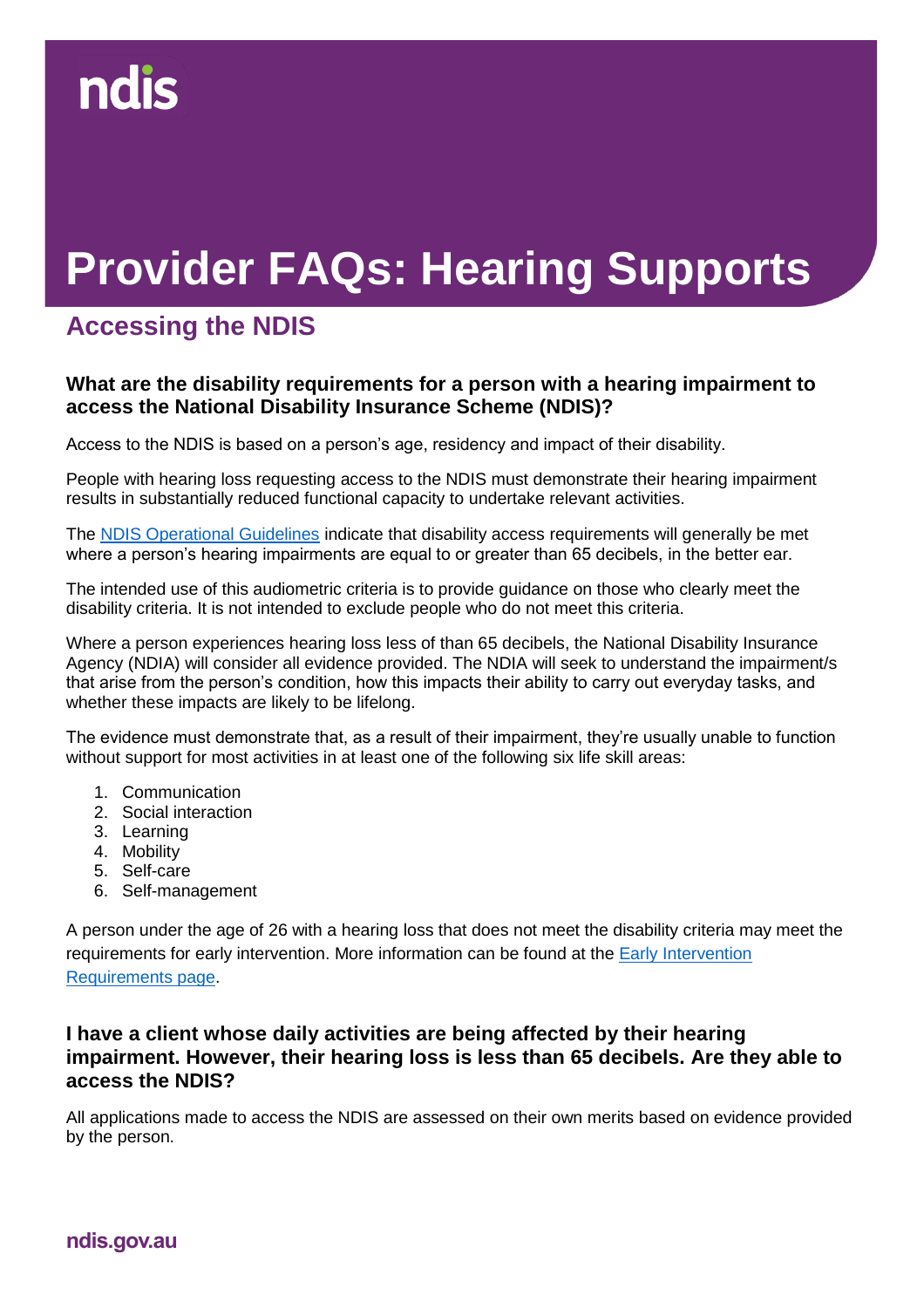# Provider FAQs: Hearing Supports

## Accessing the NDIS

### What are the disability requirements for a person with a hearing impairment to access the National Disability Insurance Scheme (NDIS)?

Access to the NDIS is based on a person's age, residency and impact of their disability.

People with hearing loss requesting access to the NDIS must demonstrate their hearing impairment results in substantially reduced functional capacity to undertake relevant activities.

The [NDIS Operational Guidelines](https://www.ndis.gov.au) indicate that disability access requirements will generally be met where a person's hearing impairments are equal to or greater than 65 decibels, in the better ear.

The intended use of this audiometric criteria is to provide guidance on those who clearly meet the disability criteria. It is not intended to exclude people who do not meet this criteria.

Where a person experiences hearing loss less of than 65 decibels, the National Disability Insurance Agency (NDIA) will consider all evidence provided. The NDIA will seek to understand the impairment/s that arise from the person's condition, how this impacts their ability to carry out everyday tasks, and whether these impacts are likely to be lifelong.

The evidence must demonstrate that, as a result of their impairment, they're usually unable to function without support for most activities in at least one of the following six life skill areas:

1. Communication
2. Social interaction
3. Learning
4. Mobility
5. Self-care
6. Self-management

A person under the age of 26 with a hearing loss that does not meet the disability criteria may meet the requirements for early intervention. More information can be found at the [Early Intervention Requirements page](https://www.ndis.gov.au).

### I have a client whose daily activities are being affected by their hearing impairment. However, their hearing loss is less than 65 decibels. Are they able to access the NDIS?

All applications made to access the NDIS are assessed on their own merits based on evidence provided by the person.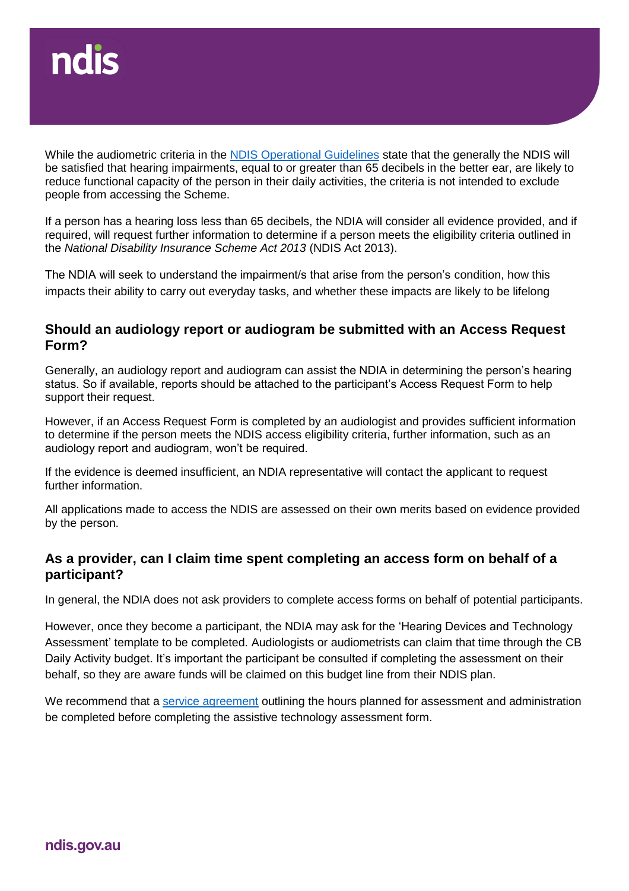While the audiometric criteria in the NDIS Operational Guidelines state that the generally the NDIS will be satisfied that hearing impairments, equal to or greater than 65 decibels in the better ear, are likely to reduce functional capacity of the person in their daily activities, the criteria is not intended to exclude people from accessing the Scheme.

If a person has a hearing loss less than 65 decibels, the NDIA will consider all evidence provided, and if required, will request further information to determine if a person meets the eligibility criteria outlined in the *National Disability Insurance Scheme Act 2013* (NDIS Act 2013).

The NDIA will seek to understand the impairment/s that arise from the person's condition, how this impacts their ability to carry out everyday tasks, and whether these impacts are likely to be lifelong

### Should an audiology report or audiogram be submitted with an Access Request Form?

Generally, an audiology report and audiogram can assist the NDIA in determining the person's hearing status. So if available, reports should be attached to the participant's Access Request Form to help support their request.

However, if an Access Request Form is completed by an audiologist and provides sufficient information to determine if the person meets the NDIS access eligibility criteria, further information, such as an audiology report and audiogram, won't be required.

If the evidence is deemed insufficient, an NDIA representative will contact the applicant to request further information.

All applications made to access the NDIS are assessed on their own merits based on evidence provided by the person.

### As a provider, can I claim time spent completing an access form on behalf of a participant?

In general, the NDIA does not ask providers to complete access forms on behalf of potential participants.

However, once they become a participant, the NDIA may ask for the 'Hearing Devices and Technology Assessment' template to be completed. Audiologists or audiometrists can claim that time through the CB Daily Activity budget. It's important the participant be consulted if completing the assessment on their behalf, so they are aware funds will be claimed on this budget line from their NDIS plan.

We recommend that a service agreement outlining the hours planned for assessment and administration be completed before completing the assistive technology assessment form.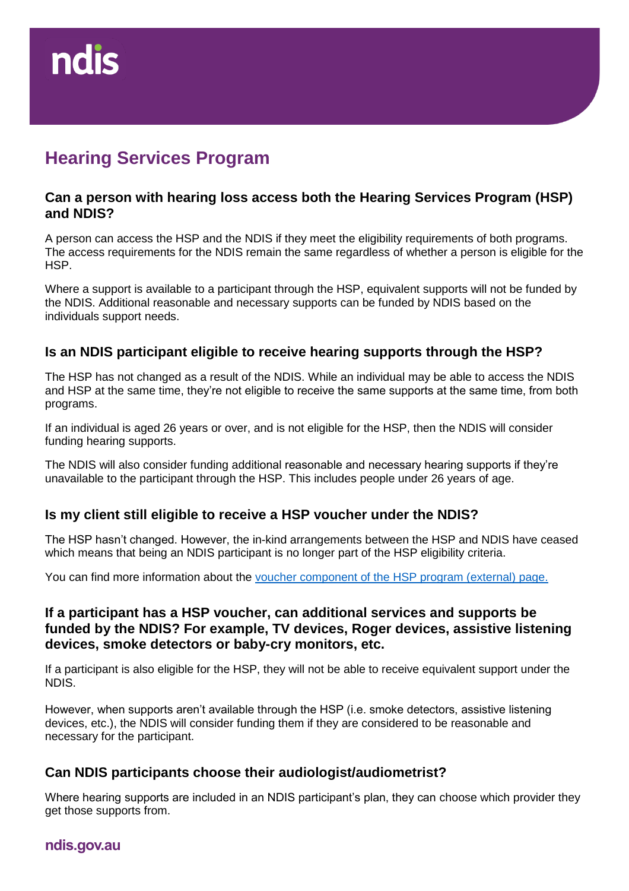# Hearing Services Program

## Can a person with hearing loss access both the Hearing Services Program (HSP) and NDIS?

A person can access the HSP and the NDIS if they meet the eligibility requirements of both programs. The access requirements for the NDIS remain the same regardless of whether a person is eligible for the HSP.

Where a support is available to a participant through the HSP, equivalent supports will not be funded by the NDIS. Additional reasonable and necessary supports can be funded by NDIS based on the individuals support needs.

## Is an NDIS participant eligible to receive hearing supports through the HSP?

The HSP has not changed as a result of the NDIS. While an individual may be able to access the NDIS and HSP at the same time, they're not eligible to receive the same supports at the same time, from both programs.

If an individual is aged 26 years or over, and is not eligible for the HSP, then the NDIS will consider funding hearing supports.

The NDIS will also consider funding additional reasonable and necessary hearing supports if they're unavailable to the participant through the HSP. This includes people under 26 years of age.

## Is my client still eligible to receive a HSP voucher under the NDIS?

The HSP hasn't changed. However, the in-kind arrangements between the HSP and NDIS have ceased which means that being an NDIS participant is no longer part of the HSP eligibility criteria.

You can find more information about the [voucher component of the HSP program (external) page.]()

## If a participant has a HSP voucher, can additional services and supports be funded by the NDIS? For example, TV devices, Roger devices, assistive listening devices, smoke detectors or baby-cry monitors, etc.

If a participant is also eligible for the HSP, they will not be able to receive equivalent support under the NDIS.

However, when supports aren't available through the HSP (i.e. smoke detectors, assistive listening devices, etc.), the NDIS will consider funding them if they are considered to be reasonable and necessary for the participant.

## Can NDIS participants choose their audiologist/audiometrist?

Where hearing supports are included in an NDIS participant's plan, they can choose which provider they get those supports from.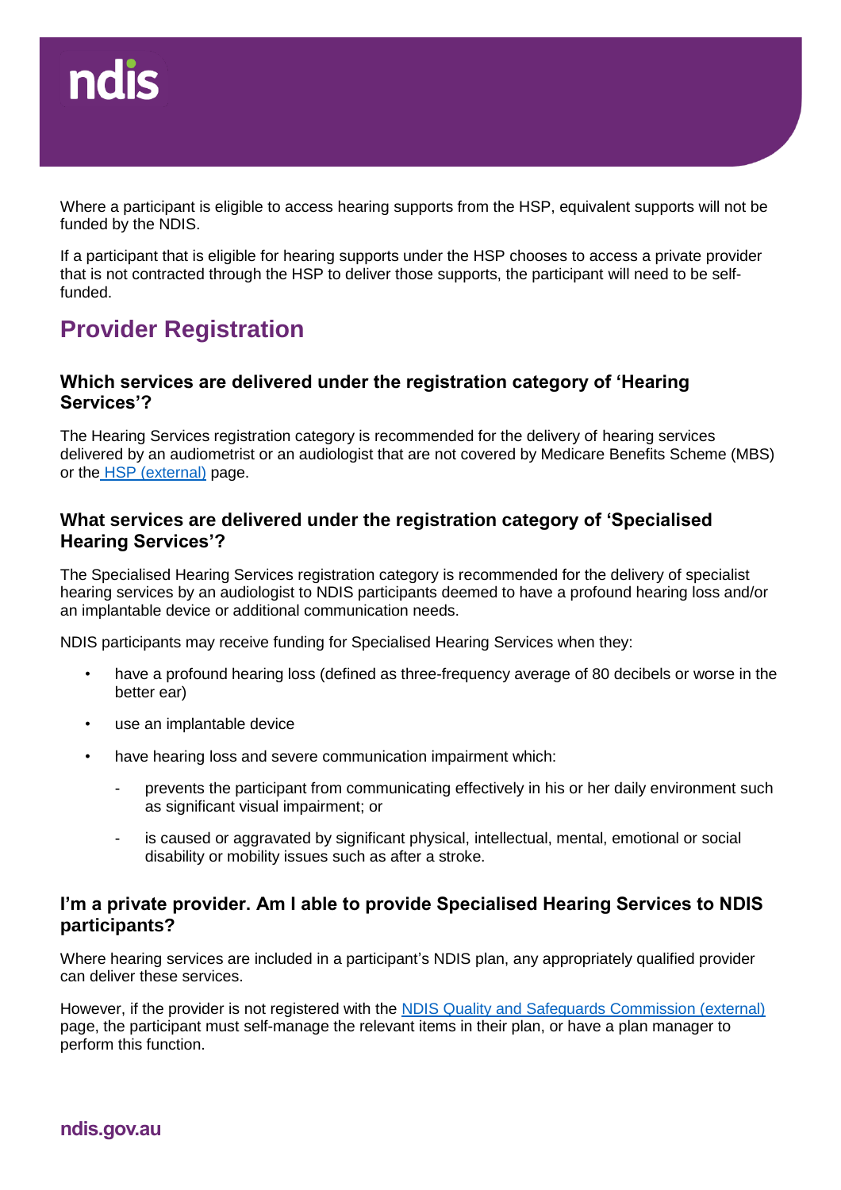Where a participant is eligible to access hearing supports from the HSP, equivalent supports will not be funded by the NDIS.

If a participant that is eligible for hearing supports under the HSP chooses to access a private provider that is not contracted through the HSP to deliver those supports, the participant will need to be self-funded.

## Provider Registration

### Which services are delivered under the registration category of 'Hearing Services'?

The Hearing Services registration category is recommended for the delivery of hearing services delivered by an audiometrist or an audiologist that are not covered by Medicare Benefits Scheme (MBS) or the HSP (external) page.

### What services are delivered under the registration category of 'Specialised Hearing Services'?

The Specialised Hearing Services registration category is recommended for the delivery of specialist hearing services by an audiologist to NDIS participants deemed to have a profound hearing loss and/or an implantable device or additional communication needs.

NDIS participants may receive funding for Specialised Hearing Services when they:

- have a profound hearing loss (defined as three-frequency average of 80 decibels or worse in the better ear)
- use an implantable device
- have hearing loss and severe communication impairment which:
  - prevents the participant from communicating effectively in his or her daily environment such as significant visual impairment; or
  - is caused or aggravated by significant physical, intellectual, mental, emotional or social disability or mobility issues such as after a stroke.

### I'm a private provider. Am I able to provide Specialised Hearing Services to NDIS participants?

Where hearing services are included in a participant's NDIS plan, any appropriately qualified provider can deliver these services.

However, if the provider is not registered with the NDIS Quality and Safeguards Commission (external) page, the participant must self-manage the relevant items in their plan, or have a plan manager to perform this function.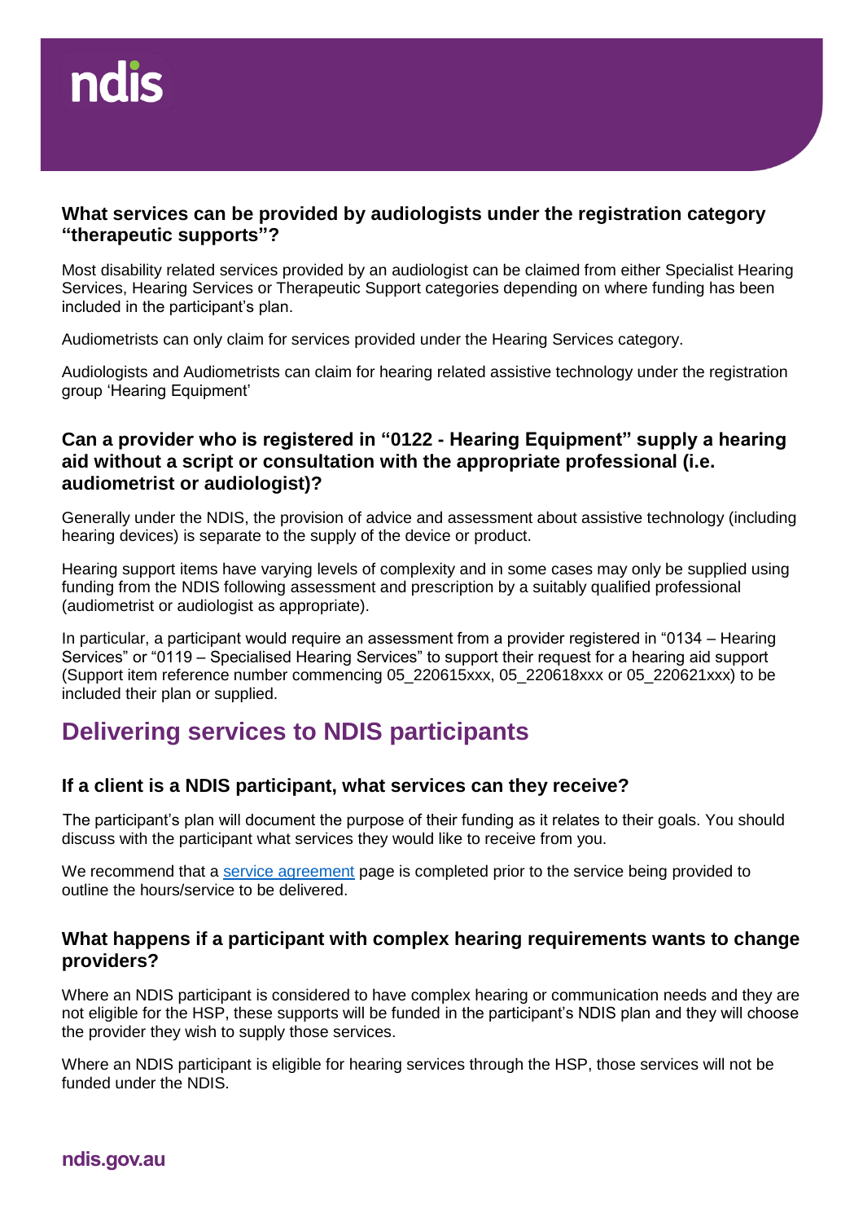### What services can be provided by audiologists under the registration category "therapeutic supports"?

Most disability related services provided by an audiologist can be claimed from either Specialist Hearing Services, Hearing Services or Therapeutic Support categories depending on where funding has been included in the participant's plan.

Audiometrists can only claim for services provided under the Hearing Services category.

Audiologists and Audiometrists can claim for hearing related assistive technology under the registration group 'Hearing Equipment'

### Can a provider who is registered in "0122 - Hearing Equipment" supply a hearing aid without a script or consultation with the appropriate professional (i.e. audiometrist or audiologist)?

Generally under the NDIS, the provision of advice and assessment about assistive technology (including hearing devices) is separate to the supply of the device or product.

Hearing support items have varying levels of complexity and in some cases may only be supplied using funding from the NDIS following assessment and prescription by a suitably qualified professional (audiometrist or audiologist as appropriate).

In particular, a participant would require an assessment from a provider registered in "0134 – Hearing Services" or "0119 – Specialised Hearing Services" to support their request for a hearing aid support (Support item reference number commencing 05_220615xxx, 05_220618xxx or 05_220621xxx) to be included their plan or supplied.

## Delivering services to NDIS participants

### If a client is a NDIS participant, what services can they receive?

The participant's plan will document the purpose of their funding as it relates to their goals. You should discuss with the participant what services they would like to receive from you.

We recommend that a service agreement page is completed prior to the service being provided to outline the hours/service to be delivered.

### What happens if a participant with complex hearing requirements wants to change providers?

Where an NDIS participant is considered to have complex hearing or communication needs and they are not eligible for the HSP, these supports will be funded in the participant's NDIS plan and they will choose the provider they wish to supply those services.

Where an NDIS participant is eligible for hearing services through the HSP, those services will not be funded under the NDIS.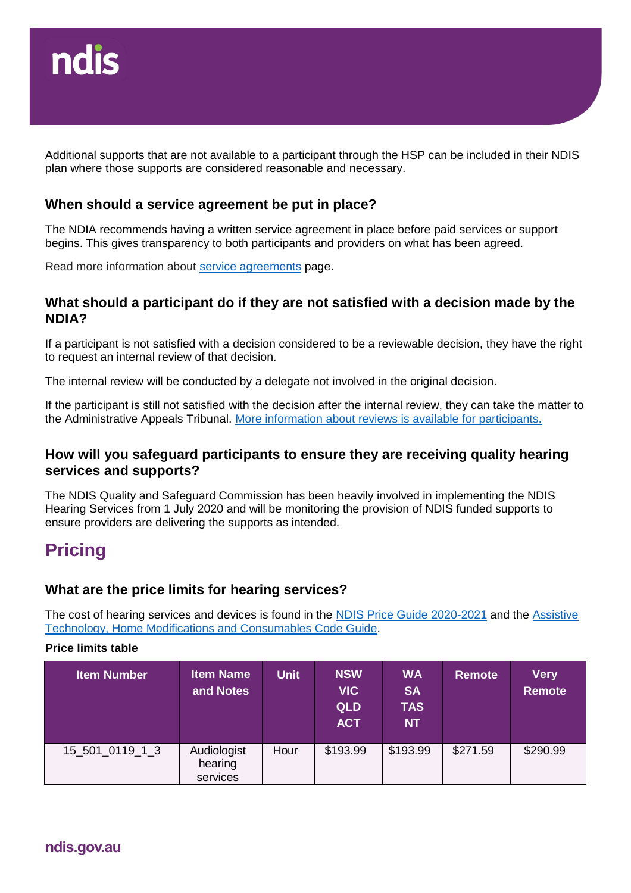Additional supports that are not available to a participant through the HSP can be included in their NDIS plan where those supports are considered reasonable and necessary.

### When should a service agreement be put in place?

The NDIA recommends having a written service agreement in place before paid services or support begins. This gives transparency to both participants and providers on what has been agreed.

Read more information about [service agreements](#) page.

### What should a participant do if they are not satisfied with a decision made by the NDIA?

If a participant is not satisfied with a decision considered to be a reviewable decision, they have the right to request an internal review of that decision.

The internal review will be conducted by a delegate not involved in the original decision.

If the participant is still not satisfied with the decision after the internal review, they can take the matter to the Administrative Appeals Tribunal. [More information about reviews is available for participants.](#)

### How will you safeguard participants to ensure they are receiving quality hearing services and supports?

The NDIS Quality and Safeguard Commission has been heavily involved in implementing the NDIS Hearing Services from 1 July 2020 and will be monitoring the provision of NDIS funded supports to ensure providers are delivering the supports as intended.

## Pricing

### What are the price limits for hearing services?

The cost of hearing services and devices is found in the [NDIS Price Guide 2020-2021](#) and the [Assistive Technology, Home Modifications and Consumables Code Guide](#).

**Price limits table**

| Item Number | Item Name and Notes | Unit | NSW VIC QLD ACT | WA SA TAS NT | Remote | Very Remote |
|---|---|---|---|---|---|---|
| 15_501_0119_1_3 | Audiologist hearing services | Hour | $193.99 | $193.99 | $271.59 | $290.99 |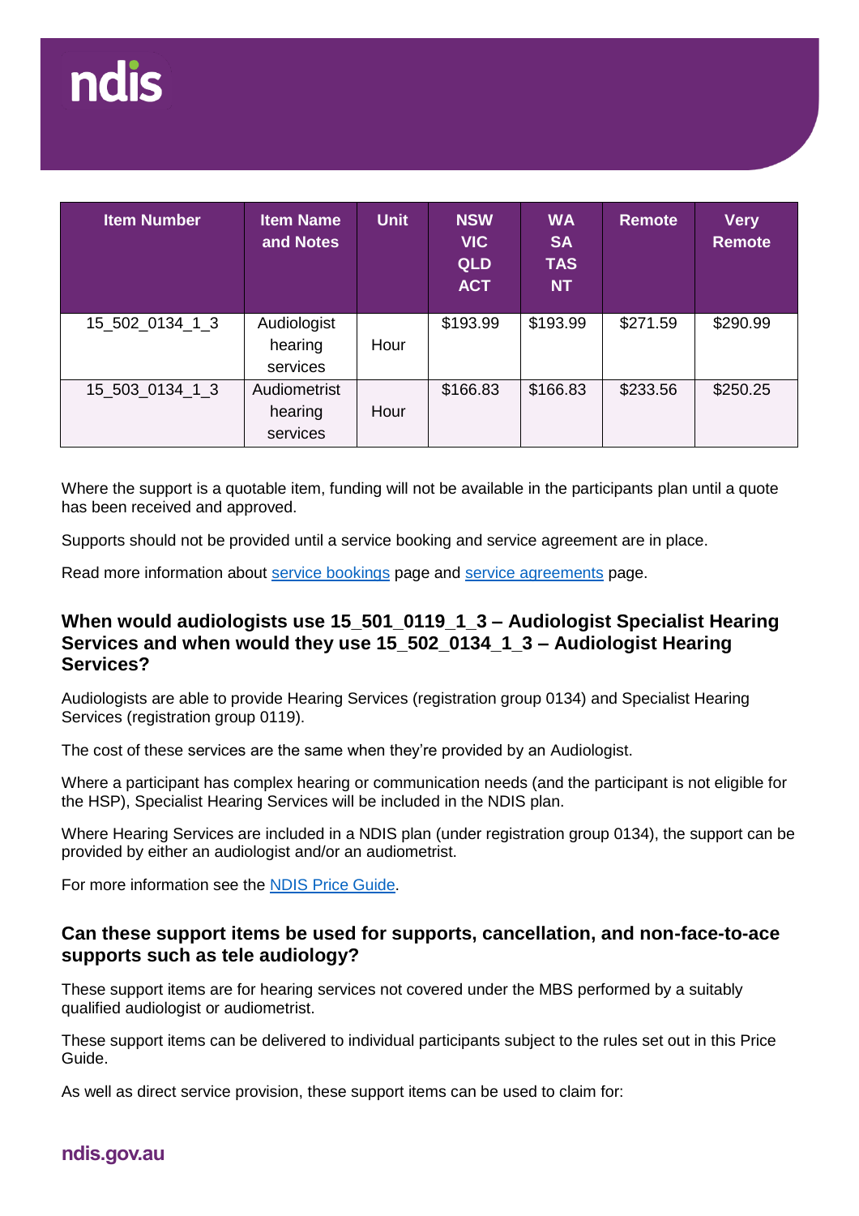| Item Number | Item Name and Notes | Unit | NSW VIC QLD ACT | WA SA TAS NT | Remote | Very Remote |
| --- | --- | --- | --- | --- | --- | --- |
| 15_502_0134_1_3 | Audiologist hearing services | Hour | $193.99 | $193.99 | $271.59 | $290.99 |
| 15_503_0134_1_3 | Audiometrist hearing services | Hour | $166.83 | $166.83 | $233.56 | $250.25 |

Where the support is a quotable item, funding will not be available in the participants plan until a quote has been received and approved.

Supports should not be provided until a service booking and service agreement are in place.

Read more information about [service bookings](service bookings) page and [service agreements](service agreements) page.

## When would audiologists use 15_501_0119_1_3 – Audiologist Specialist Hearing Services and when would they use 15_502_0134_1_3 – Audiologist Hearing Services?

Audiologists are able to provide Hearing Services (registration group 0134) and Specialist Hearing Services (registration group 0119).

The cost of these services are the same when they're provided by an Audiologist.

Where a participant has complex hearing or communication needs (and the participant is not eligible for the HSP), Specialist Hearing Services will be included in the NDIS plan.

Where Hearing Services are included in a NDIS plan (under registration group 0134), the support can be provided by either an audiologist and/or an audiometrist.

For more information see the [NDIS Price Guide](NDIS Price Guide).

## Can these support items be used for supports, cancellation, and non-face-to-ace supports such as tele audiology?

These support items are for hearing services not covered under the MBS performed by a suitably qualified audiologist or audiometrist.

These support items can be delivered to individual participants subject to the rules set out in this Price Guide.

As well as direct service provision, these support items can be used to claim for: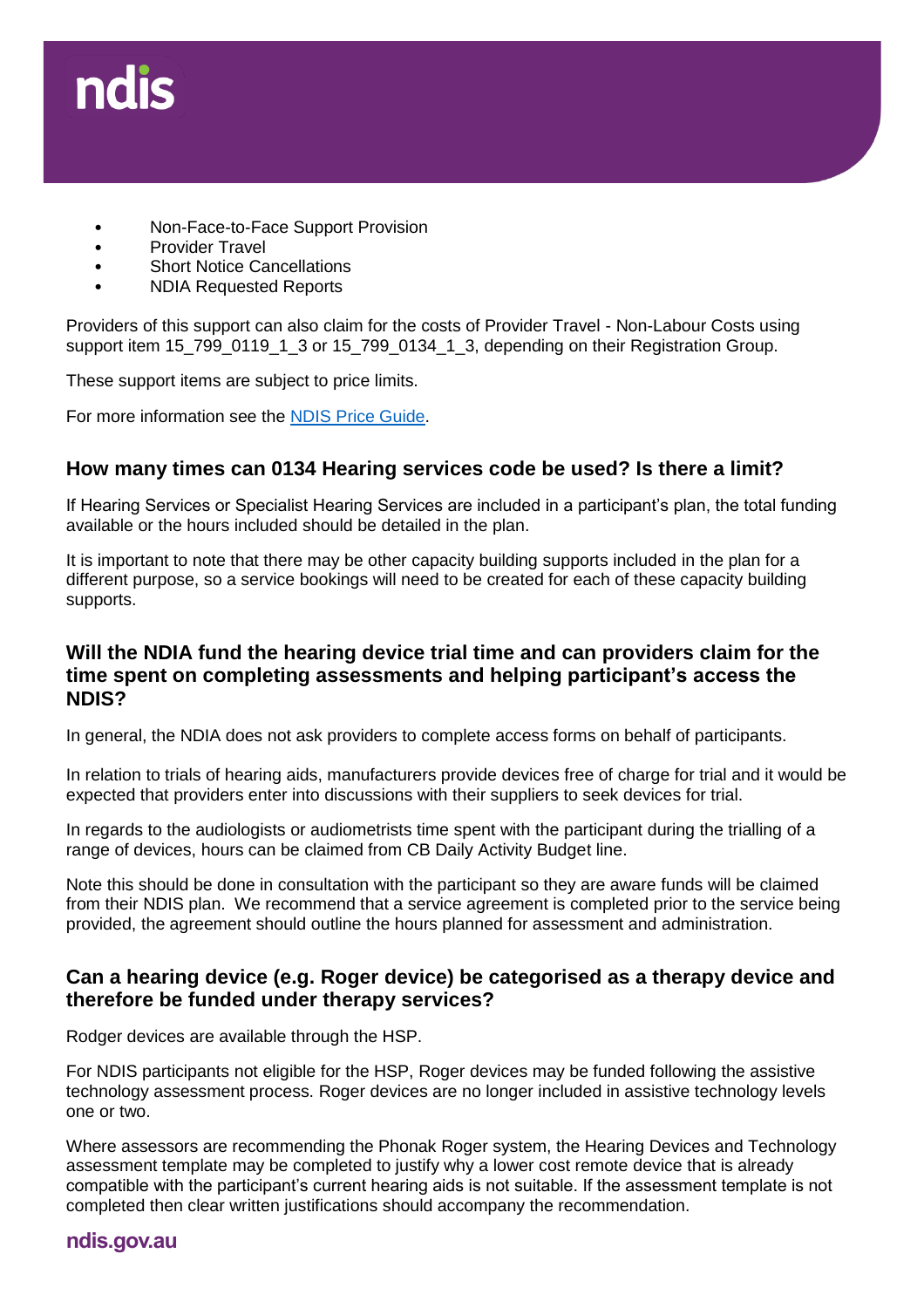- Non-Face-to-Face Support Provision
- Provider Travel
- Short Notice Cancellations
- NDIA Requested Reports

Providers of this support can also claim for the costs of Provider Travel - Non-Labour Costs using support item 15_799_0119_1_3 or 15_799_0134_1_3, depending on their Registration Group.

These support items are subject to price limits.

For more information see the NDIS Price Guide.

## How many times can 0134 Hearing services code be used? Is there a limit?

If Hearing Services or Specialist Hearing Services are included in a participant's plan, the total funding available or the hours included should be detailed in the plan.

It is important to note that there may be other capacity building supports included in the plan for a different purpose, so a service bookings will need to be created for each of these capacity building supports.

## Will the NDIA fund the hearing device trial time and can providers claim for the time spent on completing assessments and helping participant's access the NDIS?

In general, the NDIA does not ask providers to complete access forms on behalf of participants.

In relation to trials of hearing aids, manufacturers provide devices free of charge for trial and it would be expected that providers enter into discussions with their suppliers to seek devices for trial.

In regards to the audiologists or audiometrists time spent with the participant during the trialling of a range of devices, hours can be claimed from CB Daily Activity Budget line.

Note this should be done in consultation with the participant so they are aware funds will be claimed from their NDIS plan. We recommend that a service agreement is completed prior to the service being provided, the agreement should outline the hours planned for assessment and administration.

## Can a hearing device (e.g. Roger device) be categorised as a therapy device and therefore be funded under therapy services?

Rodger devices are available through the HSP.

For NDIS participants not eligible for the HSP, Roger devices may be funded following the assistive technology assessment process. Roger devices are no longer included in assistive technology levels one or two.

Where assessors are recommending the Phonak Roger system, the Hearing Devices and Technology assessment template may be completed to justify why a lower cost remote device that is already compatible with the participant's current hearing aids is not suitable. If the assessment template is not completed then clear written justifications should accompany the recommendation.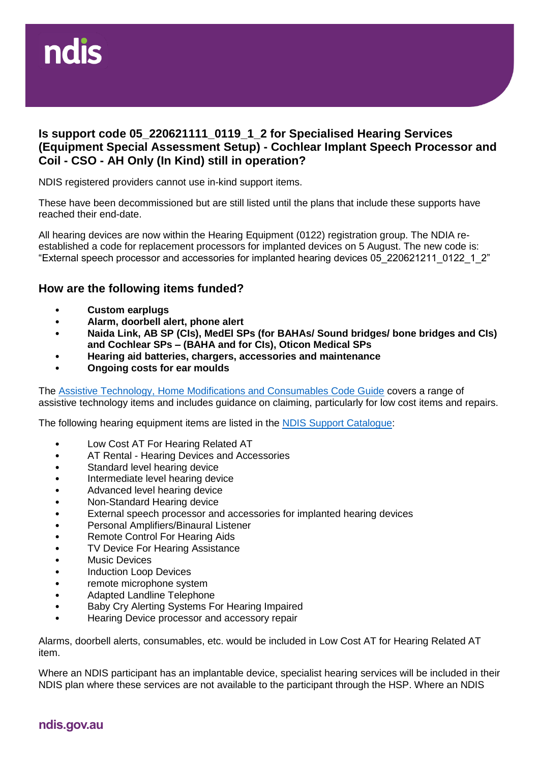### Is support code 05_220621111_0119_1_2 for Specialised Hearing Services (Equipment Special Assessment Setup) - Cochlear Implant Speech Processor and Coil - CSO - AH Only (In Kind) still in operation?

NDIS registered providers cannot use in-kind support items.

These have been decommissioned but are still listed until the plans that include these supports have reached their end-date.

All hearing devices are now within the Hearing Equipment (0122) registration group. The NDIA re-established a code for replacement processors for implanted devices on 5 August. The new code is: "External speech processor and accessories for implanted hearing devices 05_220621211_0122_1_2"

### How are the following items funded?

- **Custom earplugs**
- **Alarm, doorbell alert, phone alert**
- **Naida Link, AB SP (CIs), MedEl SPs (for BAHAs/ Sound bridges/ bone bridges and CIs) and Cochlear SPs – (BAHA and for CIs), Oticon Medical SPs**
- **Hearing aid batteries, chargers, accessories and maintenance**
- **Ongoing costs for ear moulds**

The [Assistive Technology, Home Modifications and Consumables Code Guide](https://www.ndis.gov.au) covers a range of assistive technology items and includes guidance on claiming, particularly for low cost items and repairs.

The following hearing equipment items are listed in the [NDIS Support Catalogue](https://www.ndis.gov.au):

- Low Cost AT For Hearing Related AT
- AT Rental - Hearing Devices and Accessories
- Standard level hearing device
- Intermediate level hearing device
- Advanced level hearing device
- Non-Standard Hearing device
- External speech processor and accessories for implanted hearing devices
- Personal Amplifiers/Binaural Listener
- Remote Control For Hearing Aids
- TV Device For Hearing Assistance
- Music Devices
- Induction Loop Devices
- remote microphone system
- Adapted Landline Telephone
- Baby Cry Alerting Systems For Hearing Impaired
- Hearing Device processor and accessory repair

Alarms, doorbell alerts, consumables, etc. would be included in Low Cost AT for Hearing Related AT item.

Where an NDIS participant has an implantable device, specialist hearing services will be included in their NDIS plan where these services are not available to the participant through the HSP. Where an NDIS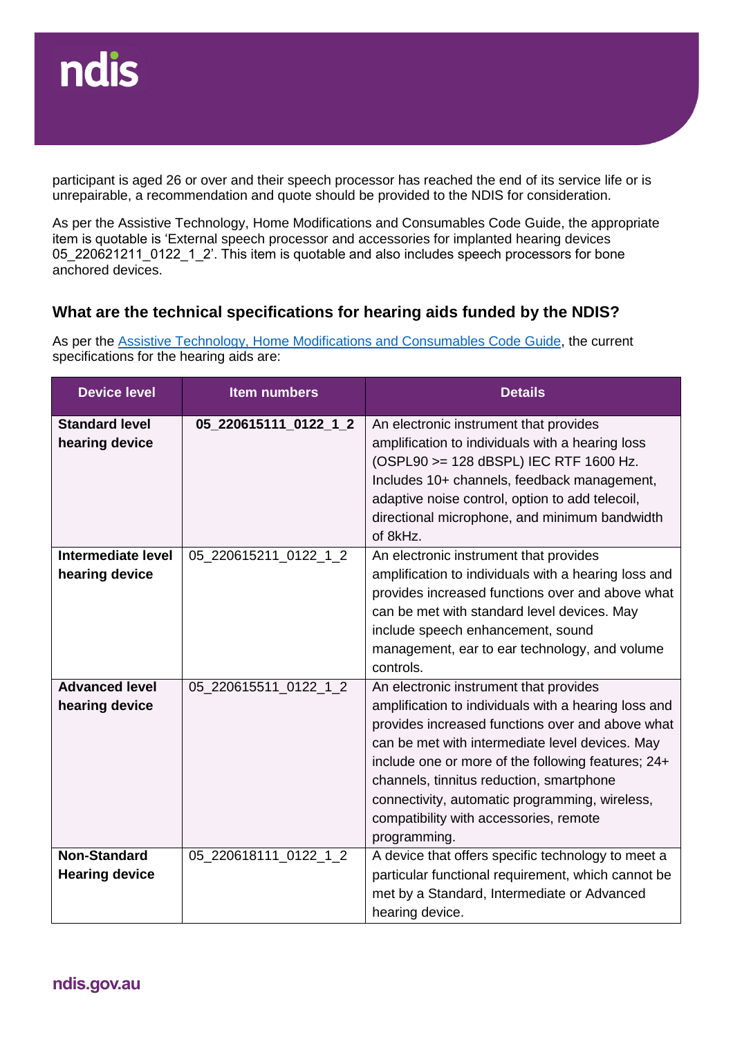participant is aged 26 or over and their speech processor has reached the end of its service life or is unrepairable, a recommendation and quote should be provided to the NDIS for consideration.

As per the Assistive Technology, Home Modifications and Consumables Code Guide, the appropriate item is quotable is 'External speech processor and accessories for implanted hearing devices 05_220621211_0122_1_2'. This item is quotable and also includes speech processors for bone anchored devices.

## What are the technical specifications for hearing aids funded by the NDIS?

As per the [Assistive Technology, Home Modifications and Consumables Code Guide](), the current specifications for the hearing aids are:

| Device level | Item numbers | Details |
|---|---|---|
| **Standard level hearing device** | **05_220615111_0122_1_2** | An electronic instrument that provides amplification to individuals with a hearing loss (OSPL90 >= 128 dBSPL) IEC RTF 1600 Hz. Includes 10+ channels, feedback management, adaptive noise control, option to add telecoil, directional microphone, and minimum bandwidth of 8kHz. |
| **Intermediate level hearing device** | 05_220615211_0122_1_2 | An electronic instrument that provides amplification to individuals with a hearing loss and provides increased functions over and above what can be met with standard level devices. May include speech enhancement, sound management, ear to ear technology, and volume controls. |
| **Advanced level hearing device** | 05_220615511_0122_1_2 | An electronic instrument that provides amplification to individuals with a hearing loss and provides increased functions over and above what can be met with intermediate level devices. May include one or more of the following features; 24+ channels, tinnitus reduction, smartphone connectivity, automatic programming, wireless, compatibility with accessories, remote programming. |
| **Non-Standard Hearing device** | 05_220618111_0122_1_2 | A device that offers specific technology to meet a particular functional requirement, which cannot be met by a Standard, Intermediate or Advanced hearing device. |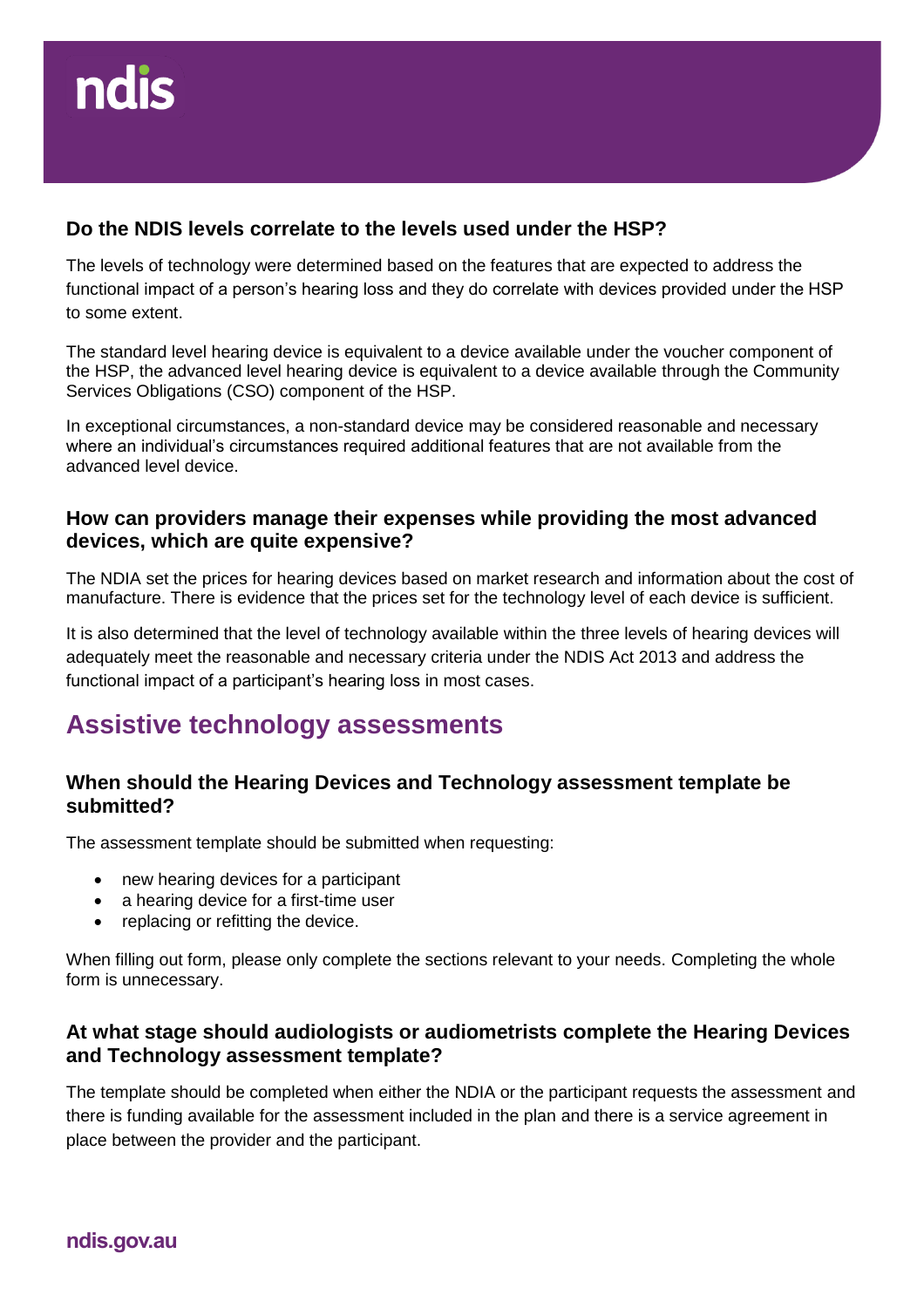### Do the NDIS levels correlate to the levels used under the HSP?

The levels of technology were determined based on the features that are expected to address the functional impact of a person's hearing loss and they do correlate with devices provided under the HSP to some extent.

The standard level hearing device is equivalent to a device available under the voucher component of the HSP, the advanced level hearing device is equivalent to a device available through the Community Services Obligations (CSO) component of the HSP.

In exceptional circumstances, a non-standard device may be considered reasonable and necessary where an individual's circumstances required additional features that are not available from the advanced level device.

### How can providers manage their expenses while providing the most advanced devices, which are quite expensive?

The NDIA set the prices for hearing devices based on market research and information about the cost of manufacture. There is evidence that the prices set for the technology level of each device is sufficient.

It is also determined that the level of technology available within the three levels of hearing devices will adequately meet the reasonable and necessary criteria under the NDIS Act 2013 and address the functional impact of a participant's hearing loss in most cases.

## Assistive technology assessments

### When should the Hearing Devices and Technology assessment template be submitted?

The assessment template should be submitted when requesting:

- new hearing devices for a participant
- a hearing device for a first-time user
- replacing or refitting the device.

When filling out form, please only complete the sections relevant to your needs. Completing the whole form is unnecessary.

### At what stage should audiologists or audiometrists complete the Hearing Devices and Technology assessment template?

The template should be completed when either the NDIA or the participant requests the assessment and there is funding available for the assessment included in the plan and there is a service agreement in place between the provider and the participant.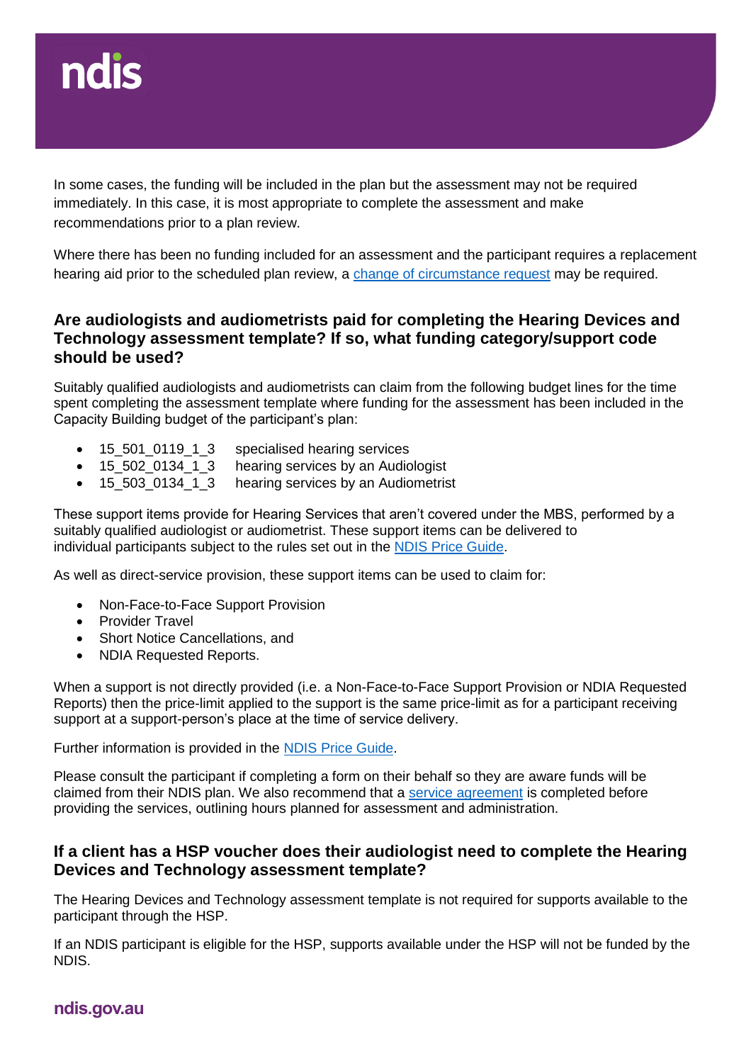In some cases, the funding will be included in the plan but the assessment may not be required immediately. In this case, it is most appropriate to complete the assessment and make recommendations prior to a plan review.

Where there has been no funding included for an assessment and the participant requires a replacement hearing aid prior to the scheduled plan review, a [change of circumstance request](#) may be required.

### Are audiologists and audiometrists paid for completing the Hearing Devices and Technology assessment template? If so, what funding category/support code should be used?

Suitably qualified audiologists and audiometrists can claim from the following budget lines for the time spent completing the assessment template where funding for the assessment has been included in the Capacity Building budget of the participant's plan:

- 15_501_0119_1_3 specialised hearing services
- 15_502_0134_1_3 hearing services by an Audiologist
- 15_503_0134_1_3 hearing services by an Audiometrist

These support items provide for Hearing Services that aren't covered under the MBS, performed by a suitably qualified audiologist or audiometrist. These support items can be delivered to individual participants subject to the rules set out in the [NDIS Price Guide](#).

As well as direct-service provision, these support items can be used to claim for:

- Non-Face-to-Face Support Provision
- Provider Travel
- Short Notice Cancellations, and
- NDIA Requested Reports.

When a support is not directly provided (i.e. a Non-Face-to-Face Support Provision or NDIA Requested Reports) then the price-limit applied to the support is the same price-limit as for a participant receiving support at a support-person's place at the time of service delivery.

Further information is provided in the [NDIS Price Guide](#).

Please consult the participant if completing a form on their behalf so they are aware funds will be claimed from their NDIS plan. We also recommend that a [service agreement](#) is completed before providing the services, outlining hours planned for assessment and administration.

### If a client has a HSP voucher does their audiologist need to complete the Hearing Devices and Technology assessment template?

The Hearing Devices and Technology assessment template is not required for supports available to the participant through the HSP.

If an NDIS participant is eligible for the HSP, supports available under the HSP will not be funded by the NDIS.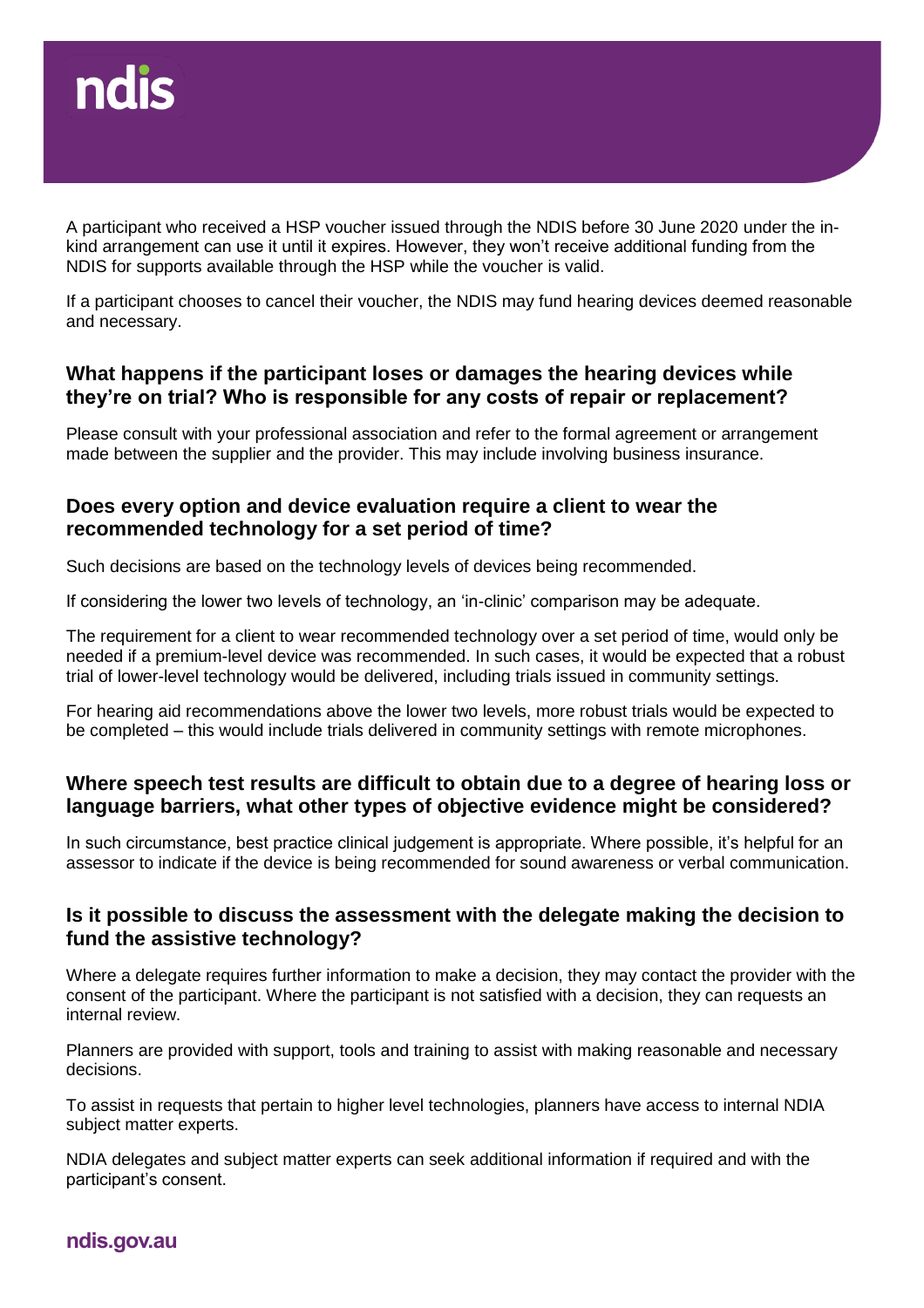A participant who received a HSP voucher issued through the NDIS before 30 June 2020 under the in-kind arrangement can use it until it expires. However, they won't receive additional funding from the NDIS for supports available through the HSP while the voucher is valid.

If a participant chooses to cancel their voucher, the NDIS may fund hearing devices deemed reasonable and necessary.

### What happens if the participant loses or damages the hearing devices while they're on trial? Who is responsible for any costs of repair or replacement?

Please consult with your professional association and refer to the formal agreement or arrangement made between the supplier and the provider. This may include involving business insurance.

### Does every option and device evaluation require a client to wear the recommended technology for a set period of time?

Such decisions are based on the technology levels of devices being recommended.

If considering the lower two levels of technology, an 'in-clinic' comparison may be adequate.

The requirement for a client to wear recommended technology over a set period of time, would only be needed if a premium-level device was recommended. In such cases, it would be expected that a robust trial of lower-level technology would be delivered, including trials issued in community settings.

For hearing aid recommendations above the lower two levels, more robust trials would be expected to be completed – this would include trials delivered in community settings with remote microphones.

### Where speech test results are difficult to obtain due to a degree of hearing loss or language barriers, what other types of objective evidence might be considered?

In such circumstance, best practice clinical judgement is appropriate. Where possible, it's helpful for an assessor to indicate if the device is being recommended for sound awareness or verbal communication.

### Is it possible to discuss the assessment with the delegate making the decision to fund the assistive technology?

Where a delegate requires further information to make a decision, they may contact the provider with the consent of the participant. Where the participant is not satisfied with a decision, they can requests an internal review.

Planners are provided with support, tools and training to assist with making reasonable and necessary decisions.

To assist in requests that pertain to higher level technologies, planners have access to internal NDIA subject matter experts.

NDIA delegates and subject matter experts can seek additional information if required and with the participant's consent.